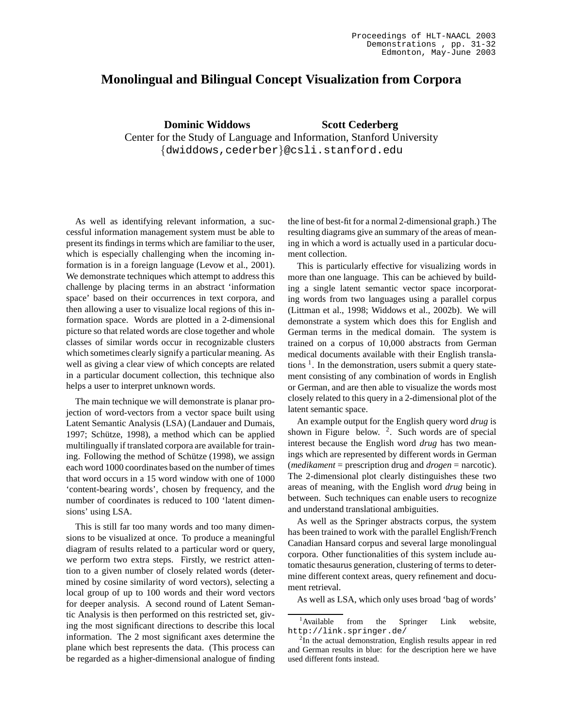# Monolingual and Bilingual Concept Visualization from Corpora

**Dominic Widdows** **Scott Cederberg**
Center for the Study of Language and Information, Stanford University
{dwiddows,cederber}@csli.stanford.edu

As well as identifying relevant information, a successful information management system must be able to present its findings in terms which are familiar to the user, which is especially challenging when the incoming information is in a foreign language (Levow et al., 2001). We demonstrate techniques which attempt to address this challenge by placing terms in an abstract 'information space' based on their occurrences in text corpora, and then allowing a user to visualize local regions of this information space. Words are plotted in a 2-dimensional picture so that related words are close together and whole classes of similar words occur in recognizable clusters which sometimes clearly signify a particular meaning. As well as giving a clear view of which concepts are related in a particular document collection, this technique also helps a user to interpret unknown words.

The main technique we will demonstrate is planar projection of word-vectors from a vector space built using Latent Semantic Analysis (LSA) (Landauer and Dumais, 1997; Schütze, 1998), a method which can be applied multilingually if translated corpora are available for training. Following the method of Schütze (1998), we assign each word 1000 coordinates based on the number of times that word occurs in a 15 word window with one of 1000 'content-bearing words', chosen by frequency, and the number of coordinates is reduced to 100 'latent dimensions' using LSA.

This is still far too many words and too many dimensions to be visualized at once. To produce a meaningful diagram of results related to a particular word or query, we perform two extra steps. Firstly, we restrict attention to a given number of closely related words (determined by cosine similarity of word vectors), selecting a local group of up to 100 words and their word vectors for deeper analysis. A second round of Latent Semantic Analysis is then performed on this restricted set, giving the most significant directions to describe this local information. The 2 most significant axes determine the plane which best represents the data. (This process can be regarded as a higher-dimensional analogue of finding the line of best-fit for a normal 2-dimensional graph.) The resulting diagrams give an summary of the areas of meaning in which a word is actually used in a particular document collection.

This is particularly effective for visualizing words in more than one language. This can be achieved by building a single latent semantic vector space incorporating words from two languages using a parallel corpus (Littman et al., 1998; Widdows et al., 2002b). We will demonstrate a system which does this for English and German terms in the medical domain. The system is trained on a corpus of 10,000 abstracts from German medical documents available with their English translations [1]. In the demonstration, users submit a query statement consisting of any combination of words in English or German, and are then able to visualize the words most closely related to this query in a 2-dimensional plot of the latent semantic space.

An example output for the English query word *drug* is shown in Figure below. [2]. Such words are of special interest because the English word *drug* has two meanings which are represented by different words in German (*medikament* = prescription drug and *drogen* = narcotic). The 2-dimensional plot clearly distinguishes these two areas of meaning, with the English word *drug* being in between. Such techniques can enable users to recognize and understand translational ambiguities.

As well as the Springer abstracts corpus, the system has been trained to work with the parallel English/French Canadian Hansard corpus and several large monolingual corpora. Other functionalities of this system include automatic thesaurus generation, clustering of terms to determine different context areas, query refinement and document retrieval.

As well as LSA, which only uses broad 'bag of words'

---

[1] Available from the Springer Link website, http://link.springer.de/

[2] In the actual demonstration, English results appear in red and German results in blue: for the description here we have used different fonts instead.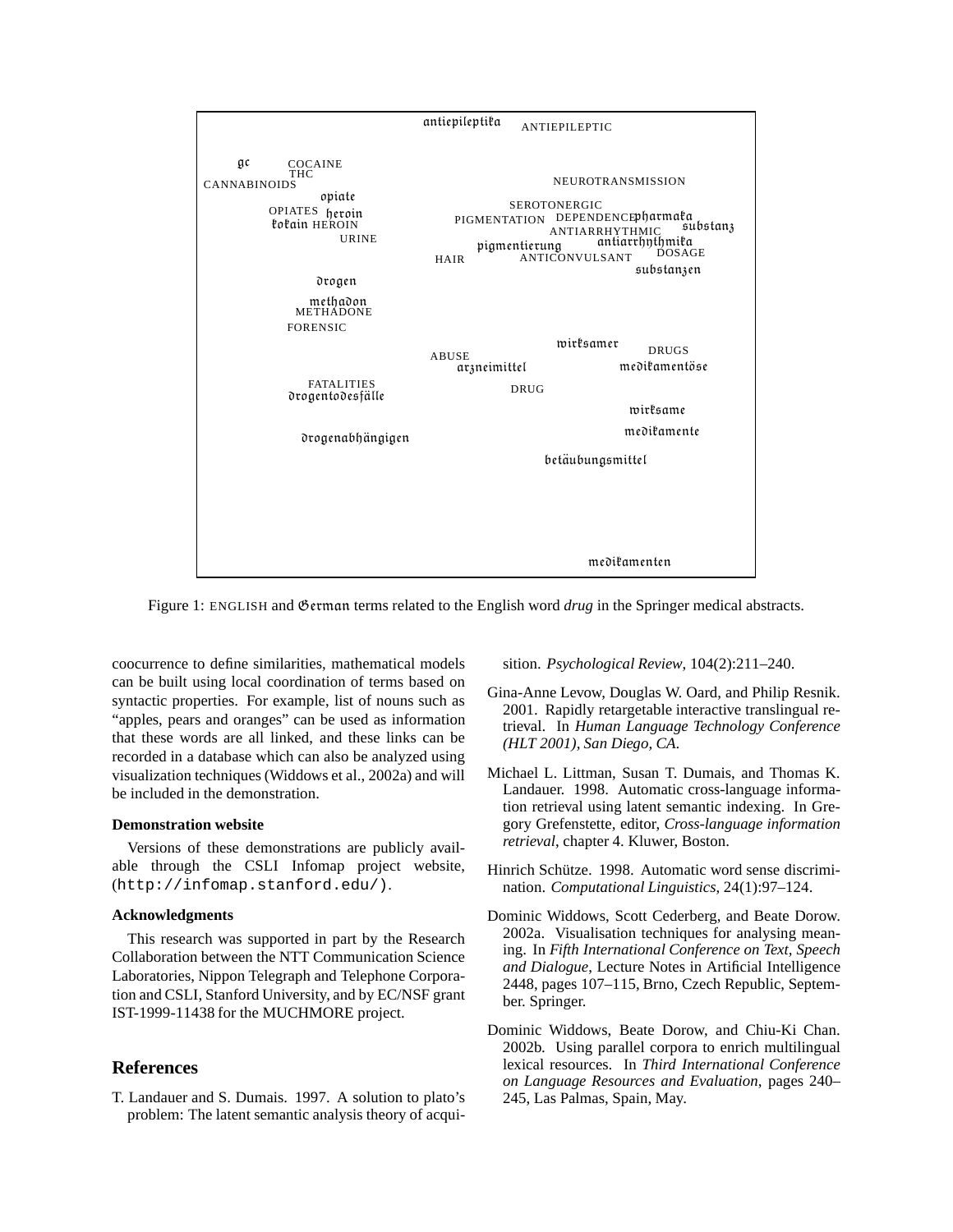antiepileptika ANTIEPILEPTIC

gc COCAINE THC CANNABINOIDS

NEUROTRANSMISSION

opiate

SEROTONERGIC

OPIATES heroin

kokain HEROIN

PIGMENTATION DEPENDENCE pharmaka

ANTIARRHYTHMIC substanz

URINE

antiarrhythmika

pigmentierung

DOSAGE

HAIR

ANTICONVULSANT

substanzen

drogen

methadon

METHADONE

FORENSIC

wirksamer

DRUGS

ABUSE

arzneimittel

medikamentöse

FATALITIES

drogentodesfälle

DRUG

wirksame

medikamente

drogenabhängigen

betäubungsmittel

medikamenten

Figure 1: ENGLISH and German terms related to the English word *drug* in the Springer medical abstracts.

coocurrence to define similarities, mathematical models can be built using local coordination of terms based on syntactic properties. For example, list of nouns such as "apples, pears and oranges" can be used as information that these words are all linked, and these links can be recorded in a database which can also be analyzed using visualization techniques (Widdows et al., 2002a) and will be included in the demonstration.

**Demonstration website**

Versions of these demonstrations are publicly available through the CSLI Infomap project website, (`http://infomap.stanford.edu/`).

**Acknowledgments**

This research was supported in part by the Research Collaboration between the NTT Communication Science Laboratories, Nippon Telegraph and Telephone Corporation and CSLI, Stanford University, and by EC/NSF grant IST-1999-11438 for the MUCHMORE project.

## References

T. Landauer and S. Dumais. 1997. A solution to plato's problem: The latent semantic analysis theory of acquisition. *Psychological Review*, 104(2):211–240.

Gina-Anne Levow, Douglas W. Oard, and Philip Resnik. 2001. Rapidly retargetable interactive translingual retrieval. In *Human Language Technology Conference (HLT 2001), San Diego, CA*.

Michael L. Littman, Susan T. Dumais, and Thomas K. Landauer. 1998. Automatic cross-language information retrieval using latent semantic indexing. In Gregory Grefenstette, editor, *Cross-language information retrieval*, chapter 4. Kluwer, Boston.

Hinrich Schütze. 1998. Automatic word sense discrimination. *Computational Linguistics*, 24(1):97–124.

Dominic Widdows, Scott Cederberg, and Beate Dorow. 2002a. Visualisation techniques for analysing meaning. In *Fifth International Conference on Text, Speech and Dialogue*, Lecture Notes in Artificial Intelligence 2448, pages 107–115, Brno, Czech Republic, September. Springer.

Dominic Widdows, Beate Dorow, and Chiu-Ki Chan. 2002b. Using parallel corpora to enrich multilingual lexical resources. In *Third International Conference on Language Resources and Evaluation*, pages 240–245, Las Palmas, Spain, May.